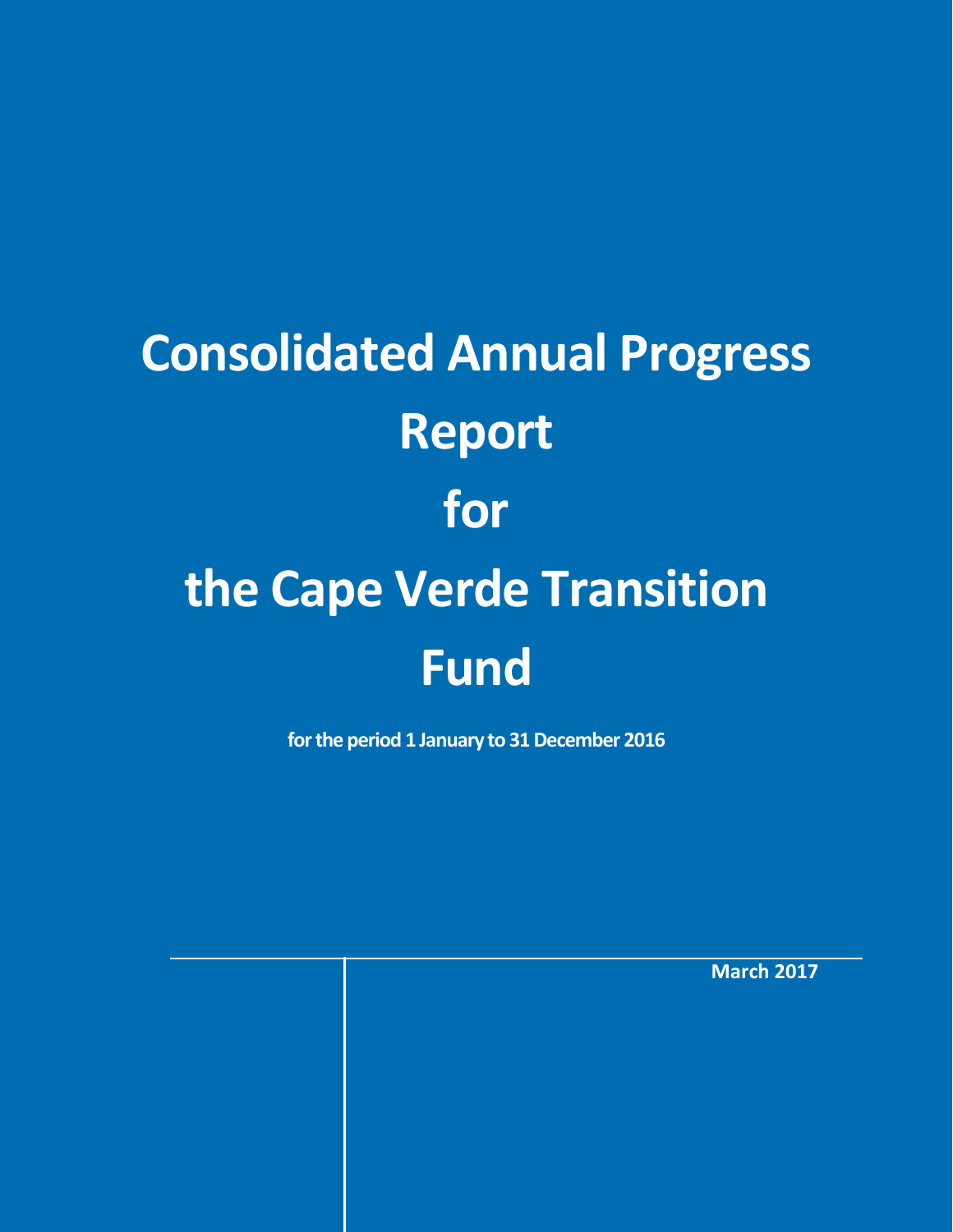# Consolidated Annual Progress Report for the Cape Verde Transition Fund

**for the period 1 January to 31 December 2016**

**March 2017**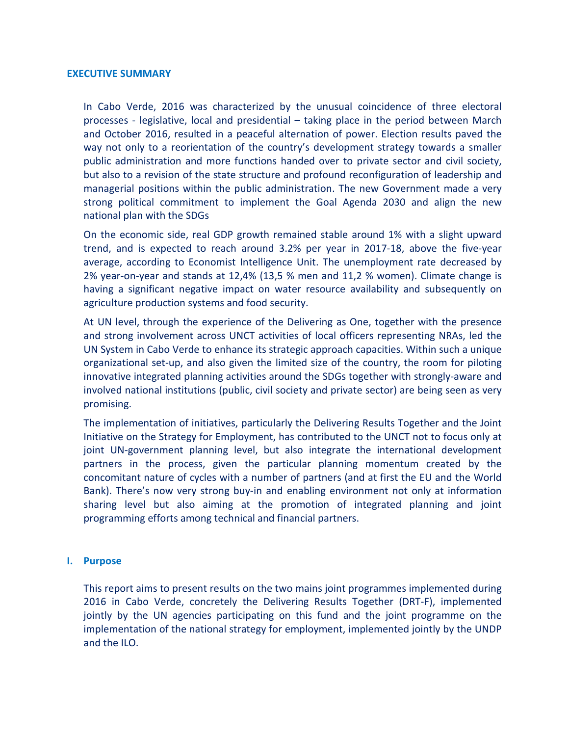## EXECUTIVE SUMMARY

In Cabo Verde, 2016 was characterized by the unusual coincidence of three electoral processes - legislative, local and presidential – taking place in the period between March and October 2016, resulted in a peaceful alternation of power. Election results paved the way not only to a reorientation of the country's development strategy towards a smaller public administration and more functions handed over to private sector and civil society, but also to a revision of the state structure and profound reconfiguration of leadership and managerial positions within the public administration. The new Government made a very strong political commitment to implement the Goal Agenda 2030 and align the new national plan with the SDGs

On the economic side, real GDP growth remained stable around 1% with a slight upward trend, and is expected to reach around 3.2% per year in 2017-18, above the five-year average, according to Economist Intelligence Unit. The unemployment rate decreased by 2% year-on-year and stands at 12,4% (13,5 % men and 11,2 % women). Climate change is having a significant negative impact on water resource availability and subsequently on agriculture production systems and food security.

At UN level, through the experience of the Delivering as One, together with the presence and strong involvement across UNCT activities of local officers representing NRAs, led the UN System in Cabo Verde to enhance its strategic approach capacities. Within such a unique organizational set-up, and also given the limited size of the country, the room for piloting innovative integrated planning activities around the SDGs together with strongly-aware and involved national institutions (public, civil society and private sector) are being seen as very promising.

The implementation of initiatives, particularly the Delivering Results Together and the Joint Initiative on the Strategy for Employment, has contributed to the UNCT not to focus only at joint UN-government planning level, but also integrate the international development partners in the process, given the particular planning momentum created by the concomitant nature of cycles with a number of partners (and at first the EU and the World Bank). There's now very strong buy-in and enabling environment not only at information sharing level but also aiming at the promotion of integrated planning and joint programming efforts among technical and financial partners.

## I. Purpose

This report aims to present results on the two mains joint programmes implemented during 2016 in Cabo Verde, concretely the Delivering Results Together (DRT-F), implemented jointly by the UN agencies participating on this fund and the joint programme on the implementation of the national strategy for employment, implemented jointly by the UNDP and the ILO.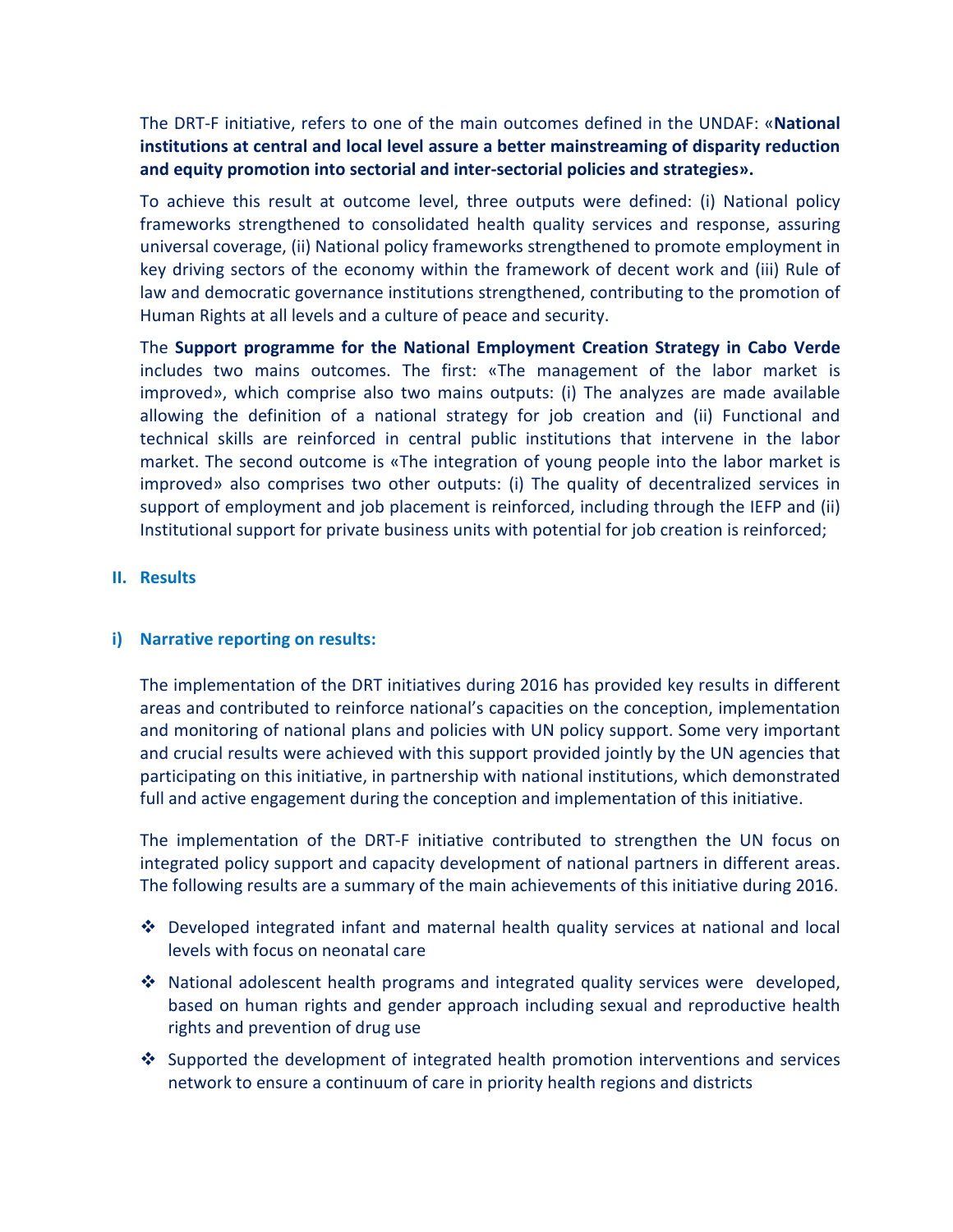The DRT-F initiative, refers to one of the main outcomes defined in the UNDAF: «**National institutions at central and local level assure a better mainstreaming of disparity reduction and equity promotion into sectorial and inter-sectorial policies and strategies».**

To achieve this result at outcome level, three outputs were defined: (i) National policy frameworks strengthened to consolidated health quality services and response, assuring universal coverage, (ii) National policy frameworks strengthened to promote employment in key driving sectors of the economy within the framework of decent work and (iii) Rule of law and democratic governance institutions strengthened, contributing to the promotion of Human Rights at all levels and a culture of peace and security.

The **Support programme for the National Employment Creation Strategy in Cabo Verde** includes two mains outcomes. The first: «The management of the labor market is improved», which comprise also two mains outputs: (i) The analyzes are made available allowing the definition of a national strategy for job creation and (ii) Functional and technical skills are reinforced in central public institutions that intervene in the labor market. The second outcome is «The integration of young people into the labor market is improved» also comprises two other outputs: (i) The quality of decentralized services in support of employment and job placement is reinforced, including through the IEFP and (ii) Institutional support for private business units with potential for job creation is reinforced;

## II. Results

### i) Narrative reporting on results:

The implementation of the DRT initiatives during 2016 has provided key results in different areas and contributed to reinforce national's capacities on the conception, implementation and monitoring of national plans and policies with UN policy support. Some very important and crucial results were achieved with this support provided jointly by the UN agencies that participating on this initiative, in partnership with national institutions, which demonstrated full and active engagement during the conception and implementation of this initiative.

The implementation of the DRT-F initiative contributed to strengthen the UN focus on integrated policy support and capacity development of national partners in different areas. The following results are a summary of the main achievements of this initiative during 2016.

- Developed integrated infant and maternal health quality services at national and local levels with focus on neonatal care
- National adolescent health programs and integrated quality services were developed, based on human rights and gender approach including sexual and reproductive health rights and prevention of drug use
- Supported the development of integrated health promotion interventions and services network to ensure a continuum of care in priority health regions and districts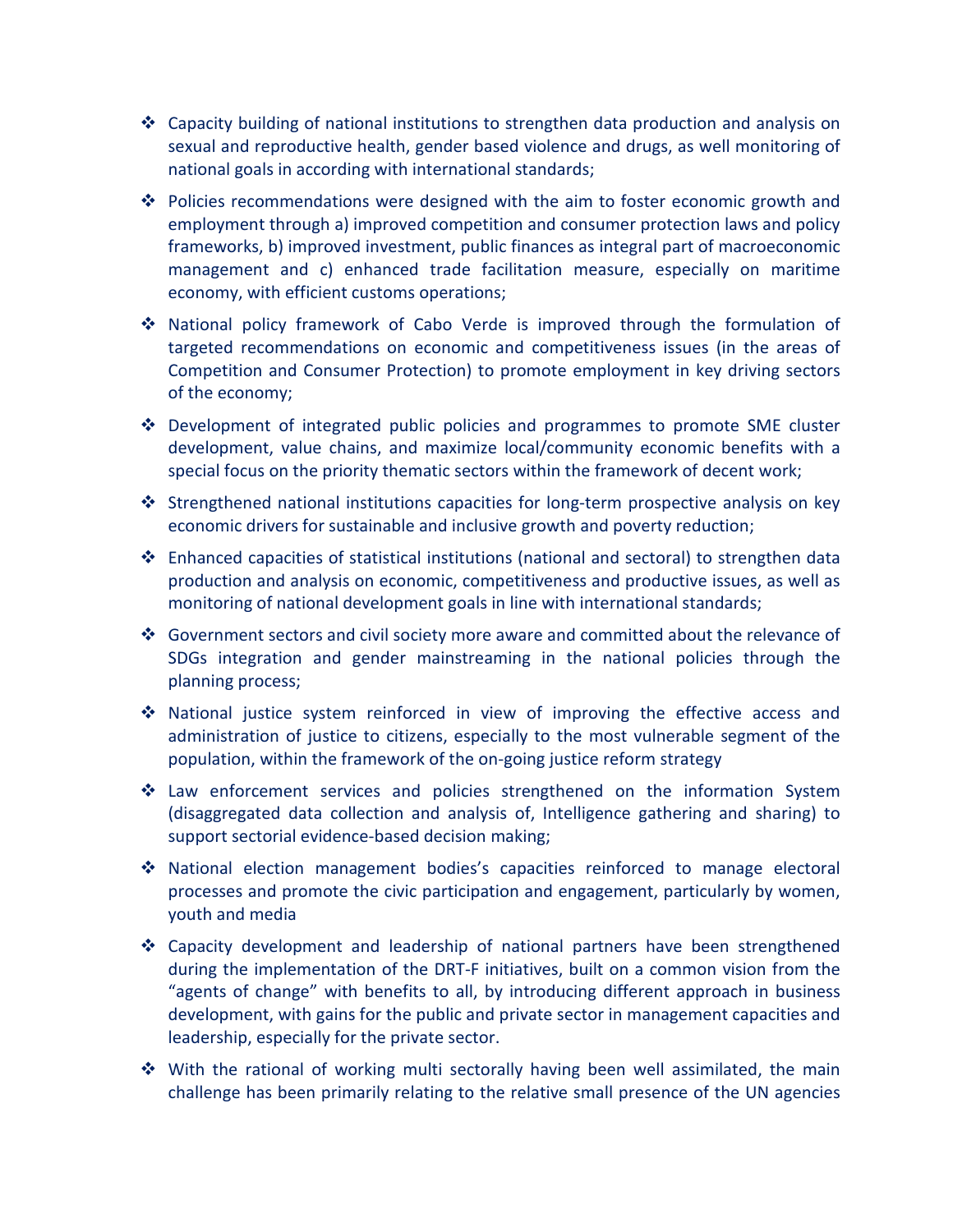- Capacity building of national institutions to strengthen data production and analysis on sexual and reproductive health, gender based violence and drugs, as well monitoring of national goals in according with international standards;
- Policies recommendations were designed with the aim to foster economic growth and employment through a) improved competition and consumer protection laws and policy frameworks, b) improved investment, public finances as integral part of macroeconomic management and c) enhanced trade facilitation measure, especially on maritime economy, with efficient customs operations;
- National policy framework of Cabo Verde is improved through the formulation of targeted recommendations on economic and competitiveness issues (in the areas of Competition and Consumer Protection) to promote employment in key driving sectors of the economy;
- Development of integrated public policies and programmes to promote SME cluster development, value chains, and maximize local/community economic benefits with a special focus on the priority thematic sectors within the framework of decent work;
- Strengthened national institutions capacities for long-term prospective analysis on key economic drivers for sustainable and inclusive growth and poverty reduction;
- Enhanced capacities of statistical institutions (national and sectoral) to strengthen data production and analysis on economic, competitiveness and productive issues, as well as monitoring of national development goals in line with international standards;
- Government sectors and civil society more aware and committed about the relevance of SDGs integration and gender mainstreaming in the national policies through the planning process;
- National justice system reinforced in view of improving the effective access and administration of justice to citizens, especially to the most vulnerable segment of the population, within the framework of the on-going justice reform strategy
- Law enforcement services and policies strengthened on the information System (disaggregated data collection and analysis of, Intelligence gathering and sharing) to support sectorial evidence-based decision making;
- National election management bodies's capacities reinforced to manage electoral processes and promote the civic participation and engagement, particularly by women, youth and media
- Capacity development and leadership of national partners have been strengthened during the implementation of the DRT-F initiatives, built on a common vision from the "agents of change" with benefits to all, by introducing different approach in business development, with gains for the public and private sector in management capacities and leadership, especially for the private sector.
- With the rational of working multi sectorally having been well assimilated, the main challenge has been primarily relating to the relative small presence of the UN agencies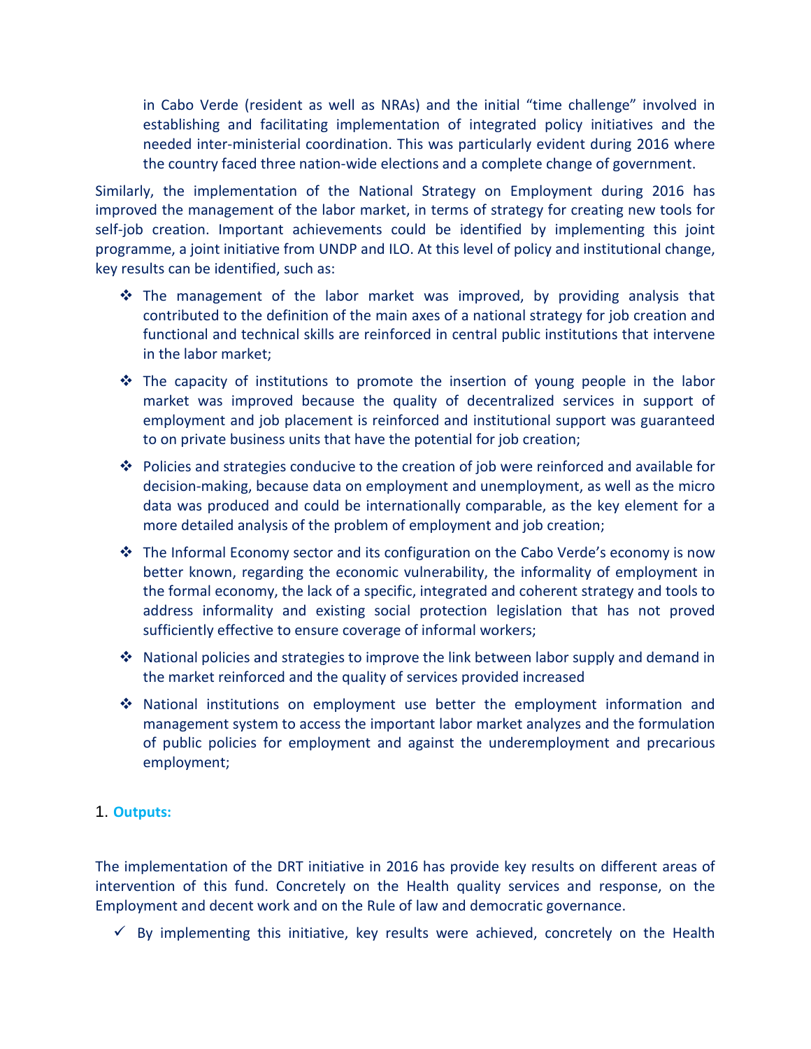in Cabo Verde (resident as well as NRAs) and the initial "time challenge" involved in establishing and facilitating implementation of integrated policy initiatives and the needed inter-ministerial coordination. This was particularly evident during 2016 where the country faced three nation-wide elections and a complete change of government.

Similarly, the implementation of the National Strategy on Employment during 2016 has improved the management of the labor market, in terms of strategy for creating new tools for self-job creation. Important achievements could be identified by implementing this joint programme, a joint initiative from UNDP and ILO. At this level of policy and institutional change, key results can be identified, such as:

- The management of the labor market was improved, by providing analysis that contributed to the definition of the main axes of a national strategy for job creation and functional and technical skills are reinforced in central public institutions that intervene in the labor market;
- The capacity of institutions to promote the insertion of young people in the labor market was improved because the quality of decentralized services in support of employment and job placement is reinforced and institutional support was guaranteed to on private business units that have the potential for job creation;
- Policies and strategies conducive to the creation of job were reinforced and available for decision-making, because data on employment and unemployment, as well as the micro data was produced and could be internationally comparable, as the key element for a more detailed analysis of the problem of employment and job creation;
- The Informal Economy sector and its configuration on the Cabo Verde's economy is now better known, regarding the economic vulnerability, the informality of employment in the formal economy, the lack of a specific, integrated and coherent strategy and tools to address informality and existing social protection legislation that has not proved sufficiently effective to ensure coverage of informal workers;
- National policies and strategies to improve the link between labor supply and demand in the market reinforced and the quality of services provided increased
- National institutions on employment use better the employment information and management system to access the important labor market analyzes and the formulation of public policies for employment and against the underemployment and precarious employment;

## 1. Outputs:

The implementation of the DRT initiative in 2016 has provide key results on different areas of intervention of this fund. Concretely on the Health quality services and response, on the Employment and decent work and on the Rule of law and democratic governance.

- ✓ By implementing this initiative, key results were achieved, concretely on the Health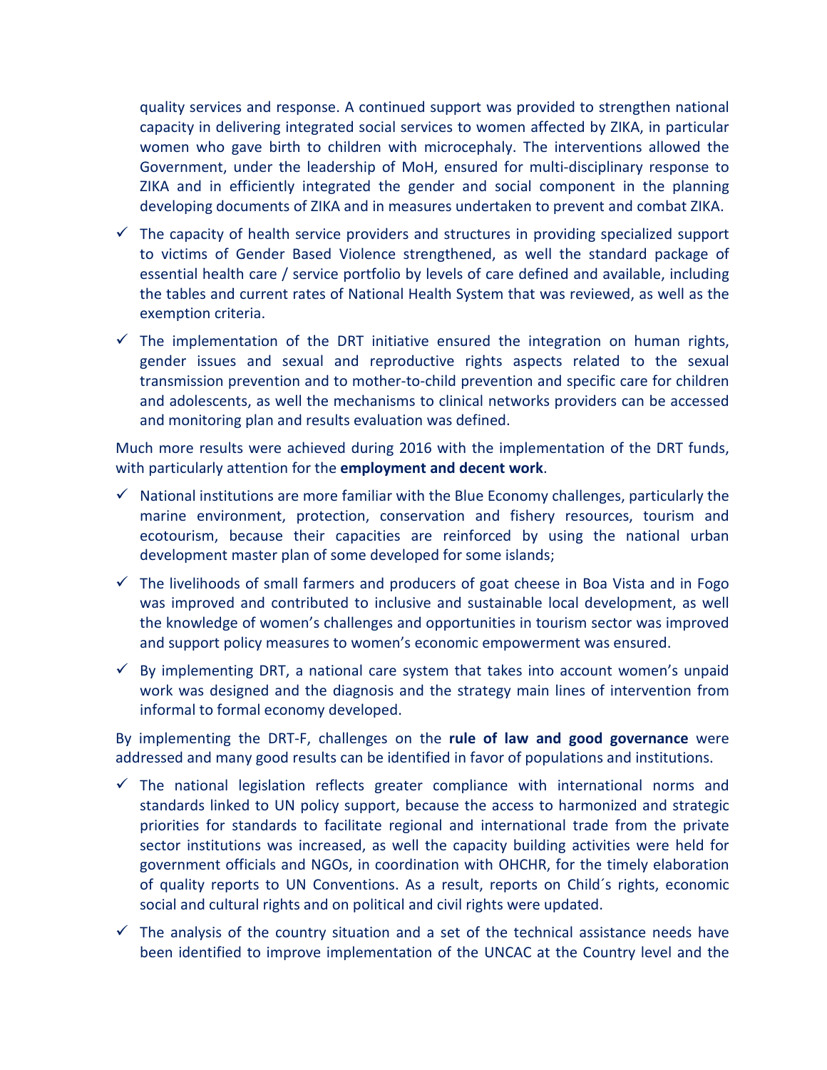quality services and response. A continued support was provided to strengthen national capacity in delivering integrated social services to women affected by ZIKA, in particular women who gave birth to children with microcephaly. The interventions allowed the Government, under the leadership of MoH, ensured for multi-disciplinary response to ZIKA and in efficiently integrated the gender and social component in the planning developing documents of ZIKA and in measures undertaken to prevent and combat ZIKA.

- ✓ The capacity of health service providers and structures in providing specialized support to victims of Gender Based Violence strengthened, as well the standard package of essential health care / service portfolio by levels of care defined and available, including the tables and current rates of National Health System that was reviewed, as well as the exemption criteria.
- ✓ The implementation of the DRT initiative ensured the integration on human rights, gender issues and sexual and reproductive rights aspects related to the sexual transmission prevention and to mother-to-child prevention and specific care for children and adolescents, as well the mechanisms to clinical networks providers can be accessed and monitoring plan and results evaluation was defined.

Much more results were achieved during 2016 with the implementation of the DRT funds, with particularly attention for the **employment and decent work**.

- ✓ National institutions are more familiar with the Blue Economy challenges, particularly the marine environment, protection, conservation and fishery resources, tourism and ecotourism, because their capacities are reinforced by using the national urban development master plan of some developed for some islands;
- ✓ The livelihoods of small farmers and producers of goat cheese in Boa Vista and in Fogo was improved and contributed to inclusive and sustainable local development, as well the knowledge of women's challenges and opportunities in tourism sector was improved and support policy measures to women's economic empowerment was ensured.
- ✓ By implementing DRT, a national care system that takes into account women's unpaid work was designed and the diagnosis and the strategy main lines of intervention from informal to formal economy developed.

By implementing the DRT-F, challenges on the **rule of law and good governance** were addressed and many good results can be identified in favor of populations and institutions.

- ✓ The national legislation reflects greater compliance with international norms and standards linked to UN policy support, because the access to harmonized and strategic priorities for standards to facilitate regional and international trade from the private sector institutions was increased, as well the capacity building activities were held for government officials and NGOs, in coordination with OHCHR, for the timely elaboration of quality reports to UN Conventions. As a result, reports on Child´s rights, economic social and cultural rights and on political and civil rights were updated.
- ✓ The analysis of the country situation and a set of the technical assistance needs have been identified to improve implementation of the UNCAC at the Country level and the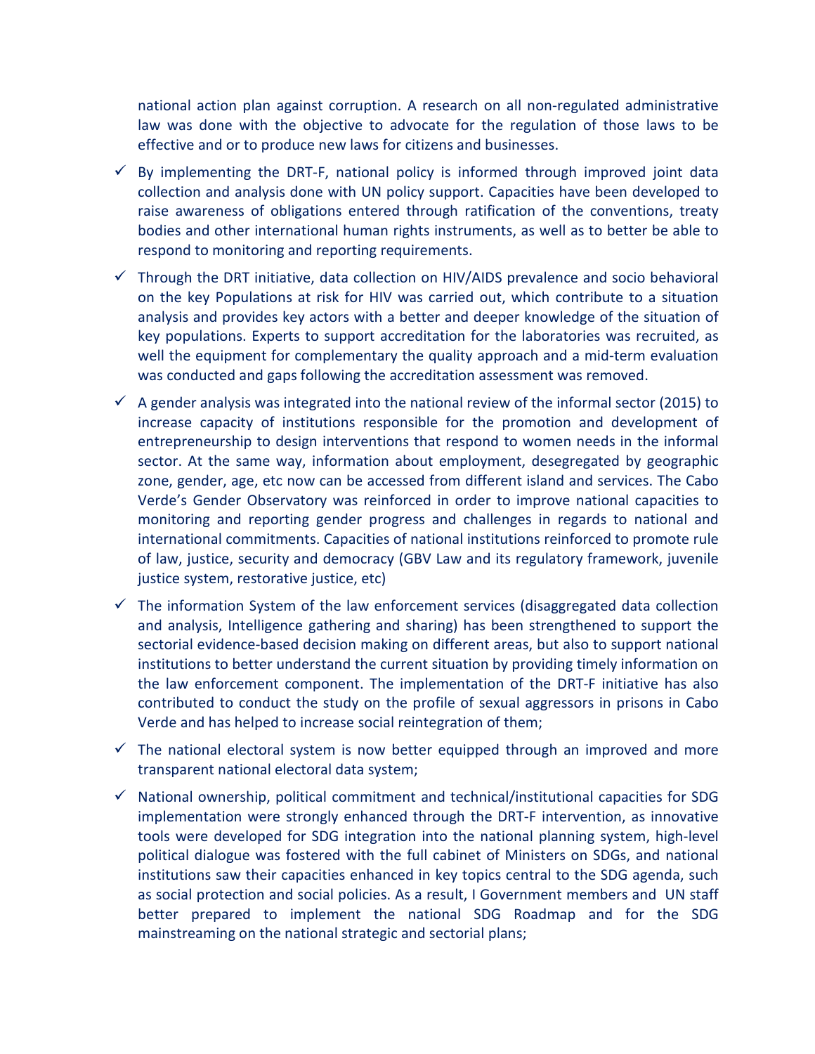national action plan against corruption. A research on all non-regulated administrative law was done with the objective to advocate for the regulation of those laws to be effective and or to produce new laws for citizens and businesses.

- ✓ By implementing the DRT-F, national policy is informed through improved joint data collection and analysis done with UN policy support. Capacities have been developed to raise awareness of obligations entered through ratification of the conventions, treaty bodies and other international human rights instruments, as well as to better be able to respond to monitoring and reporting requirements.
- ✓ Through the DRT initiative, data collection on HIV/AIDS prevalence and socio behavioral on the key Populations at risk for HIV was carried out, which contribute to a situation analysis and provides key actors with a better and deeper knowledge of the situation of key populations. Experts to support accreditation for the laboratories was recruited, as well the equipment for complementary the quality approach and a mid-term evaluation was conducted and gaps following the accreditation assessment was removed.
- ✓ A gender analysis was integrated into the national review of the informal sector (2015) to increase capacity of institutions responsible for the promotion and development of entrepreneurship to design interventions that respond to women needs in the informal sector. At the same way, information about employment, desegregated by geographic zone, gender, age, etc now can be accessed from different island and services. The Cabo Verde's Gender Observatory was reinforced in order to improve national capacities to monitoring and reporting gender progress and challenges in regards to national and international commitments. Capacities of national institutions reinforced to promote rule of law, justice, security and democracy (GBV Law and its regulatory framework, juvenile justice system, restorative justice, etc)
- ✓ The information System of the law enforcement services (disaggregated data collection and analysis, Intelligence gathering and sharing) has been strengthened to support the sectorial evidence-based decision making on different areas, but also to support national institutions to better understand the current situation by providing timely information on the law enforcement component. The implementation of the DRT-F initiative has also contributed to conduct the study on the profile of sexual aggressors in prisons in Cabo Verde and has helped to increase social reintegration of them;
- ✓ The national electoral system is now better equipped through an improved and more transparent national electoral data system;
- ✓ National ownership, political commitment and technical/institutional capacities for SDG implementation were strongly enhanced through the DRT-F intervention, as innovative tools were developed for SDG integration into the national planning system, high-level political dialogue was fostered with the full cabinet of Ministers on SDGs, and national institutions saw their capacities enhanced in key topics central to the SDG agenda, such as social protection and social policies. As a result, I Government members and UN staff better prepared to implement the national SDG Roadmap and for the SDG mainstreaming on the national strategic and sectorial plans;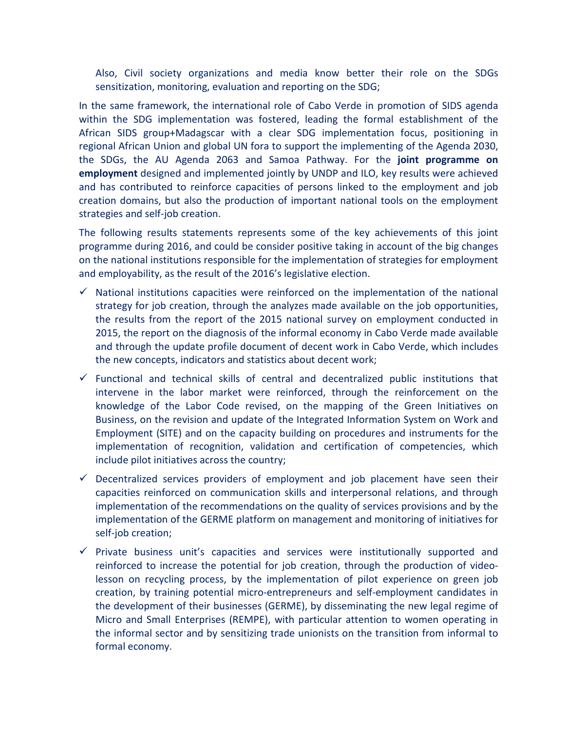Also, Civil society organizations and media know better their role on the SDGs sensitization, monitoring, evaluation and reporting on the SDG;

In the same framework, the international role of Cabo Verde in promotion of SIDS agenda within the SDG implementation was fostered, leading the formal establishment of the African SIDS group+Madagscar with a clear SDG implementation focus, positioning in regional African Union and global UN fora to support the implementing of the Agenda 2030, the SDGs, the AU Agenda 2063 and Samoa Pathway. For the **joint programme on employment** designed and implemented jointly by UNDP and ILO, key results were achieved and has contributed to reinforce capacities of persons linked to the employment and job creation domains, but also the production of important national tools on the employment strategies and self-job creation.

The following results statements represents some of the key achievements of this joint programme during 2016, and could be consider positive taking in account of the big changes on the national institutions responsible for the implementation of strategies for employment and employability, as the result of the 2016's legislative election.

- ✓ National institutions capacities were reinforced on the implementation of the national strategy for job creation, through the analyzes made available on the job opportunities, the results from the report of the 2015 national survey on employment conducted in 2015, the report on the diagnosis of the informal economy in Cabo Verde made available and through the update profile document of decent work in Cabo Verde, which includes the new concepts, indicators and statistics about decent work;
- ✓ Functional and technical skills of central and decentralized public institutions that intervene in the labor market were reinforced, through the reinforcement on the knowledge of the Labor Code revised, on the mapping of the Green Initiatives on Business, on the revision and update of the Integrated Information System on Work and Employment (SITE) and on the capacity building on procedures and instruments for the implementation of recognition, validation and certification of competencies, which include pilot initiatives across the country;
- ✓ Decentralized services providers of employment and job placement have seen their capacities reinforced on communication skills and interpersonal relations, and through implementation of the recommendations on the quality of services provisions and by the implementation of the GERME platform on management and monitoring of initiatives for self-job creation;
- ✓ Private business unit's capacities and services were institutionally supported and reinforced to increase the potential for job creation, through the production of video-lesson on recycling process, by the implementation of pilot experience on green job creation, by training potential micro-entrepreneurs and self-employment candidates in the development of their businesses (GERME), by disseminating the new legal regime of Micro and Small Enterprises (REMPE), with particular attention to women operating in the informal sector and by sensitizing trade unionists on the transition from informal to formal economy.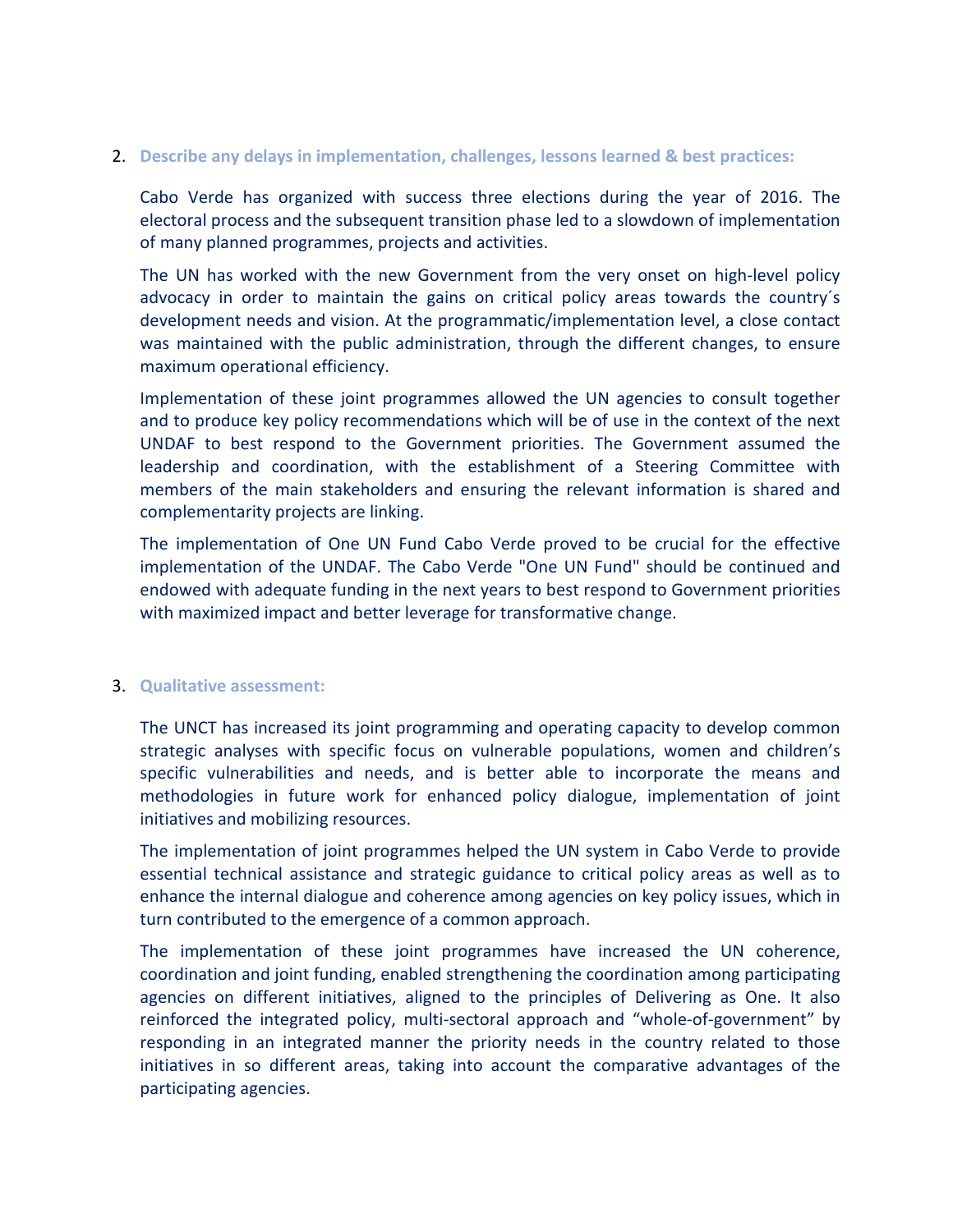2. **Describe any delays in implementation, challenges, lessons learned & best practices:**

   Cabo Verde has organized with success three elections during the year of 2016. The electoral process and the subsequent transition phase led to a slowdown of implementation of many planned programmes, projects and activities.

   The UN has worked with the new Government from the very onset on high-level policy advocacy in order to maintain the gains on critical policy areas towards the country´s development needs and vision. At the programmatic/implementation level, a close contact was maintained with the public administration, through the different changes, to ensure maximum operational efficiency.

   Implementation of these joint programmes allowed the UN agencies to consult together and to produce key policy recommendations which will be of use in the context of the next UNDAF to best respond to the Government priorities. The Government assumed the leadership and coordination, with the establishment of a Steering Committee with members of the main stakeholders and ensuring the relevant information is shared and complementarity projects are linking.

   The implementation of One UN Fund Cabo Verde proved to be crucial for the effective implementation of the UNDAF. The Cabo Verde "One UN Fund" should be continued and endowed with adequate funding in the next years to best respond to Government priorities with maximized impact and better leverage for transformative change.

3. **Qualitative assessment:**

   The UNCT has increased its joint programming and operating capacity to develop common strategic analyses with specific focus on vulnerable populations, women and children's specific vulnerabilities and needs, and is better able to incorporate the means and methodologies in future work for enhanced policy dialogue, implementation of joint initiatives and mobilizing resources.

   The implementation of joint programmes helped the UN system in Cabo Verde to provide essential technical assistance and strategic guidance to critical policy areas as well as to enhance the internal dialogue and coherence among agencies on key policy issues, which in turn contributed to the emergence of a common approach.

   The implementation of these joint programmes have increased the UN coherence, coordination and joint funding, enabled strengthening the coordination among participating agencies on different initiatives, aligned to the principles of Delivering as One. It also reinforced the integrated policy, multi-sectoral approach and "whole-of-government" by responding in an integrated manner the priority needs in the country related to those initiatives in so different areas, taking into account the comparative advantages of the participating agencies.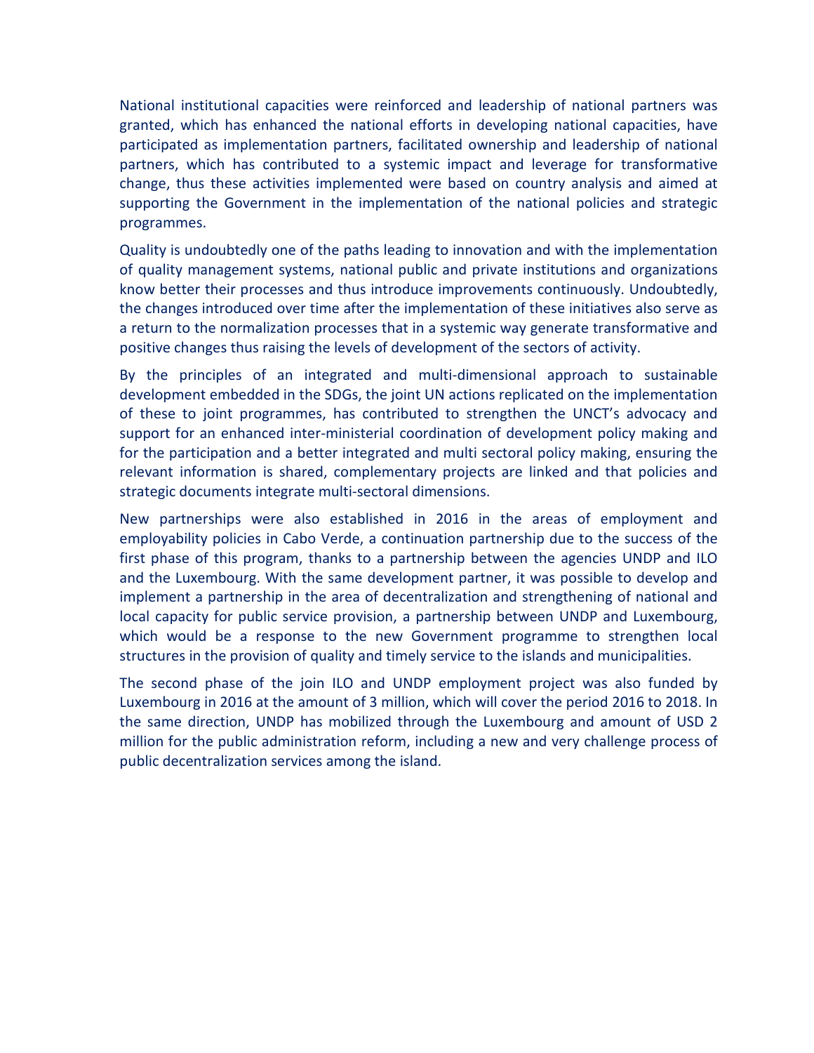National institutional capacities were reinforced and leadership of national partners was granted, which has enhanced the national efforts in developing national capacities, have participated as implementation partners, facilitated ownership and leadership of national partners, which has contributed to a systemic impact and leverage for transformative change, thus these activities implemented were based on country analysis and aimed at supporting the Government in the implementation of the national policies and strategic programmes.

Quality is undoubtedly one of the paths leading to innovation and with the implementation of quality management systems, national public and private institutions and organizations know better their processes and thus introduce improvements continuously. Undoubtedly, the changes introduced over time after the implementation of these initiatives also serve as a return to the normalization processes that in a systemic way generate transformative and positive changes thus raising the levels of development of the sectors of activity.

By the principles of an integrated and multi-dimensional approach to sustainable development embedded in the SDGs, the joint UN actions replicated on the implementation of these to joint programmes, has contributed to strengthen the UNCT's advocacy and support for an enhanced inter-ministerial coordination of development policy making and for the participation and a better integrated and multi sectoral policy making, ensuring the relevant information is shared, complementary projects are linked and that policies and strategic documents integrate multi-sectoral dimensions.

New partnerships were also established in 2016 in the areas of employment and employability policies in Cabo Verde, a continuation partnership due to the success of the first phase of this program, thanks to a partnership between the agencies UNDP and ILO and the Luxembourg. With the same development partner, it was possible to develop and implement a partnership in the area of decentralization and strengthening of national and local capacity for public service provision, a partnership between UNDP and Luxembourg, which would be a response to the new Government programme to strengthen local structures in the provision of quality and timely service to the islands and municipalities.

The second phase of the join ILO and UNDP employment project was also funded by Luxembourg in 2016 at the amount of 3 million, which will cover the period 2016 to 2018. In the same direction, UNDP has mobilized through the Luxembourg and amount of USD 2 million for the public administration reform, including a new and very challenge process of public decentralization services among the island.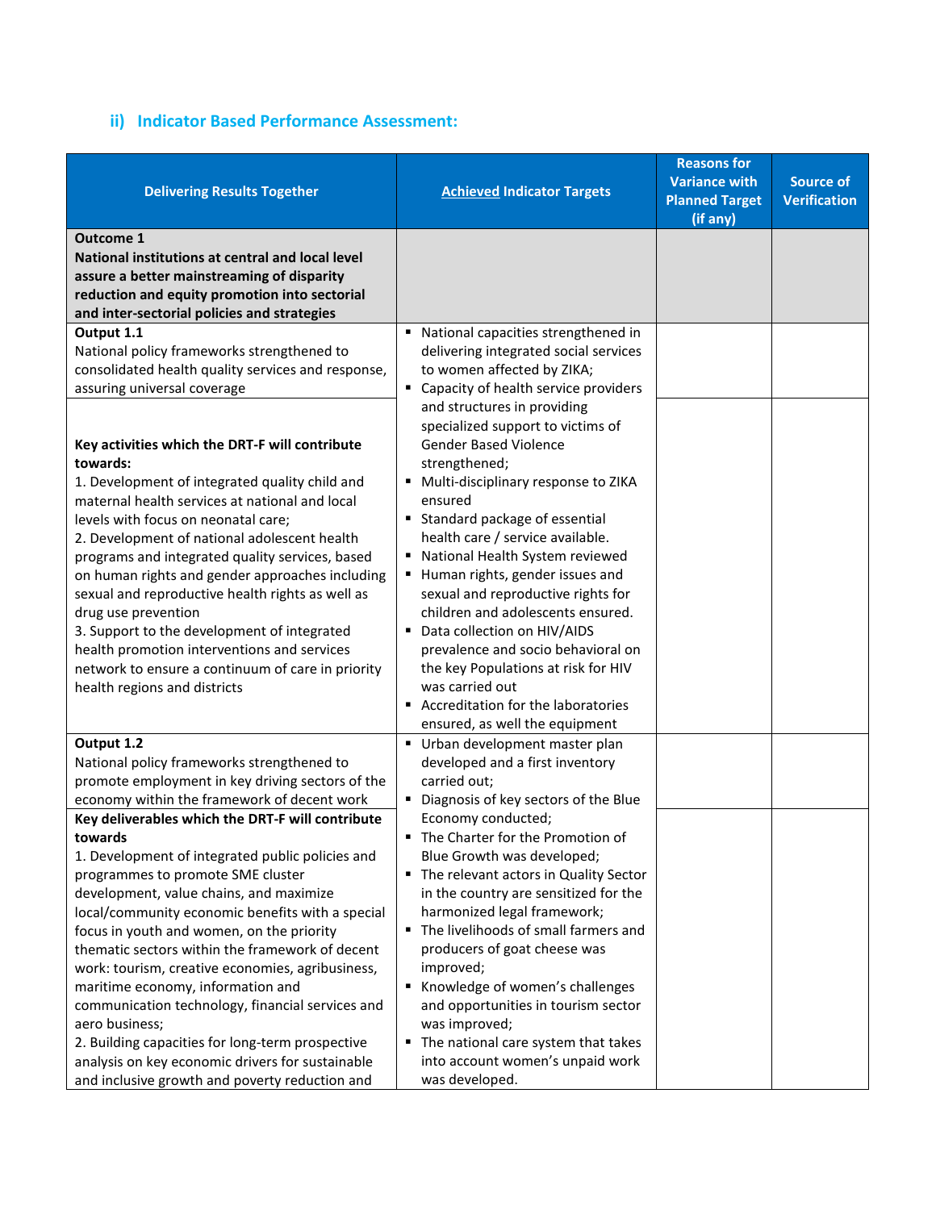### ii) Indicator Based Performance Assessment:

| Delivering Results Together | <u>Achieved</u> Indicator Targets | Reasons for Variance with Planned Target (if any) | Source of Verification |
|---|---|---|---|
| **Outcome 1**<br>**National institutions at central and local level assure a better mainstreaming of disparity reduction and equity promotion into sectorial and inter-sectorial policies and strategies** | | | |
| **Output 1.1**<br>National policy frameworks strengthened to consolidated health quality services and response, assuring universal coverage<br><br>**Key activities which the DRT-F will contribute towards:**<br>1. Development of integrated quality child and maternal health services at national and local levels with focus on neonatal care;<br>2. Development of national adolescent health programs and integrated quality services, based on human rights and gender approaches including sexual and reproductive health rights as well as drug use prevention<br>3. Support to the development of integrated health promotion interventions and services network to ensure a continuum of care in priority health regions and districts | ▪ National capacities strengthened in delivering integrated social services to women affected by ZIKA;<br>▪ Capacity of health service providers and structures in providing specialized support to victims of Gender Based Violence strengthened;<br>▪ Multi-disciplinary response to ZIKA ensured<br>▪ Standard package of essential health care / service available.<br>▪ National Health System reviewed<br>▪ Human rights, gender issues and sexual and reproductive rights for children and adolescents ensured.<br>▪ Data collection on HIV/AIDS prevalence and socio behavioral on the key Populations at risk for HIV was carried out<br>▪ Accreditation for the laboratories ensured, as well the equipment | | |
| **Output 1.2**<br>National policy frameworks strengthened to promote employment in key driving sectors of the economy within the framework of decent work<br><br>**Key deliverables which the DRT-F will contribute towards**<br>1. Development of integrated public policies and programmes to promote SME cluster development, value chains, and maximize local/community economic benefits with a special focus in youth and women, on the priority thematic sectors within the framework of decent work: tourism, creative economies, agribusiness, maritime economy, information and communication technology, financial services and aero business;<br>2. Building capacities for long-term prospective analysis on key economic drivers for sustainable and inclusive growth and poverty reduction and | ▪ Urban development master plan developed and a first inventory carried out;<br>▪ Diagnosis of key sectors of the Blue Economy conducted;<br>▪ The Charter for the Promotion of Blue Growth was developed;<br>▪ The relevant actors in Quality Sector in the country are sensitized for the harmonized legal framework;<br>▪ The livelihoods of small farmers and producers of goat cheese was improved;<br>▪ Knowledge of women's challenges and opportunities in tourism sector was improved;<br>▪ The national care system that takes into account women's unpaid work was developed. | | |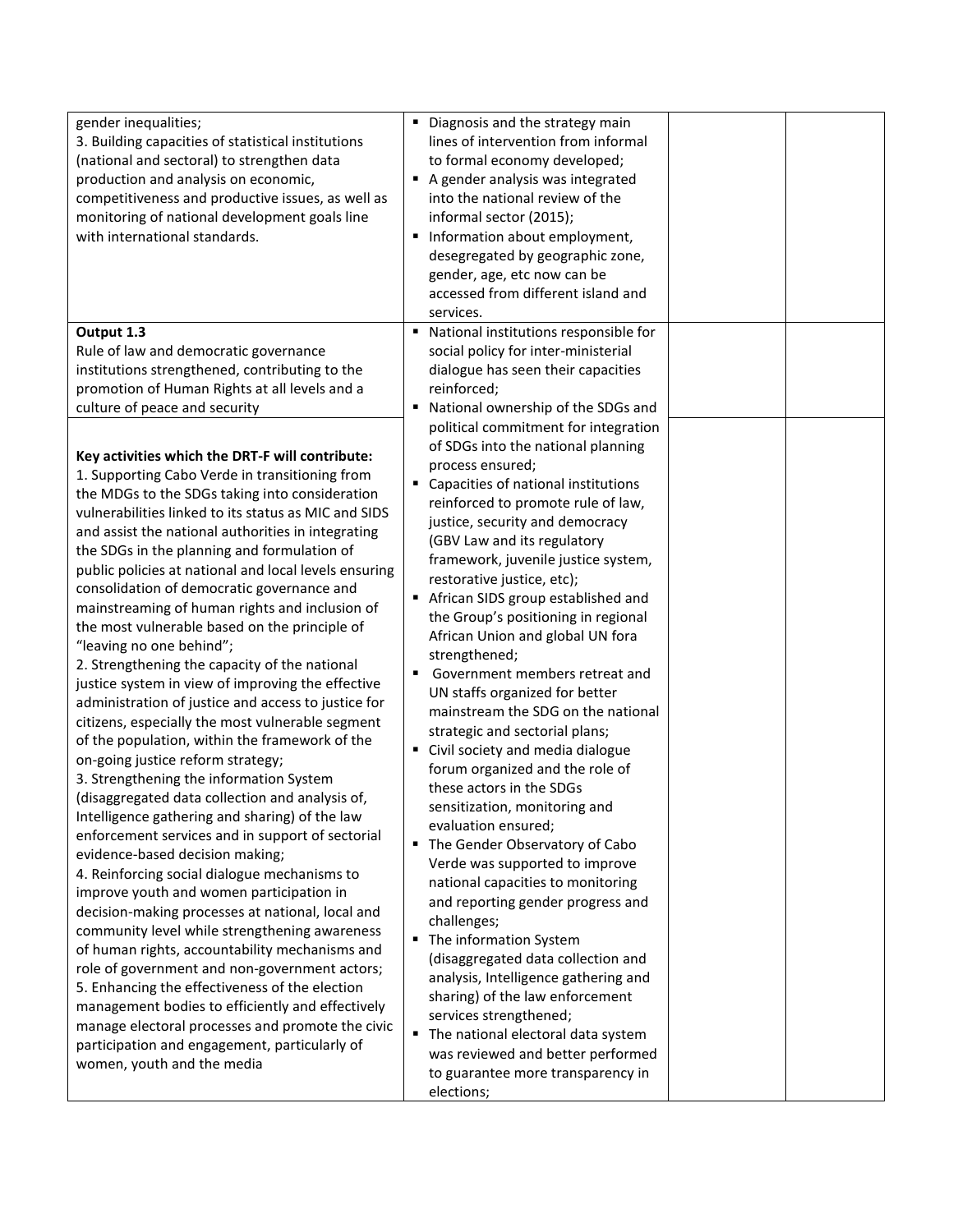| | | | |
|---|---|---|---|
| gender inequalities;<br>3. Building capacities of statistical institutions (national and sectoral) to strengthen data production and analysis on economic, competitiveness and productive issues, as well as monitoring of national development goals line with international standards. | ▪ Diagnosis and the strategy main lines of intervention from informal to formal economy developed;<br>▪ A gender analysis was integrated into the national review of the informal sector (2015);<br>▪ Information about employment, desegregated by geographic zone, gender, age, etc now can be accessed from different island and services. | | |
| **Output 1.3**<br>Rule of law and democratic governance institutions strengthened, contributing to the promotion of Human Rights at all levels and a culture of peace and security | ▪ National institutions responsible for social policy for inter-ministerial dialogue has seen their capacities reinforced;<br>▪ National ownership of the SDGs and political commitment for integration of SDGs into the national planning process ensured;<br>▪ Capacities of national institutions reinforced to promote rule of law, justice, security and democracy (GBV Law and its regulatory framework, juvenile justice system, restorative justice, etc);<br>▪ African SIDS group established and the Group's positioning in regional African Union and global UN fora strengthened;<br>▪ Government members retreat and UN staffs organized for better mainstream the SDG on the national strategic and sectorial plans;<br>▪ Civil society and media dialogue forum organized and the role of these actors in the SDGs sensitization, monitoring and evaluation ensured;<br>▪ The Gender Observatory of Cabo Verde was supported to improve national capacities to monitoring and reporting gender progress and challenges;<br>▪ The information System (disaggregated data collection and analysis, Intelligence gathering and sharing) of the law enforcement services strengthened;<br>▪ The national electoral data system was reviewed and better performed to guarantee more transparency in elections; | | |
| **Key activities which the DRT-F will contribute:**<br>1. Supporting Cabo Verde in transitioning from the MDGs to the SDGs taking into consideration vulnerabilities linked to its status as MIC and SIDS and assist the national authorities in integrating the SDGs in the planning and formulation of public policies at national and local levels ensuring consolidation of democratic governance and mainstreaming of human rights and inclusion of the most vulnerable based on the principle of "leaving no one behind";<br>2. Strengthening the capacity of the national justice system in view of improving the effective administration of justice and access to justice for citizens, especially the most vulnerable segment of the population, within the framework of the on-going justice reform strategy;<br>3. Strengthening the information System (disaggregated data collection and analysis of, Intelligence gathering and sharing) of the law enforcement services and in support of sectorial evidence-based decision making;<br>4. Reinforcing social dialogue mechanisms to improve youth and women participation in decision-making processes at national, local and community level while strengthening awareness of human rights, accountability mechanisms and role of government and non-government actors;<br>5. Enhancing the effectiveness of the election management bodies to efficiently and effectively manage electoral processes and promote the civic participation and engagement, particularly of women, youth and the media | | | |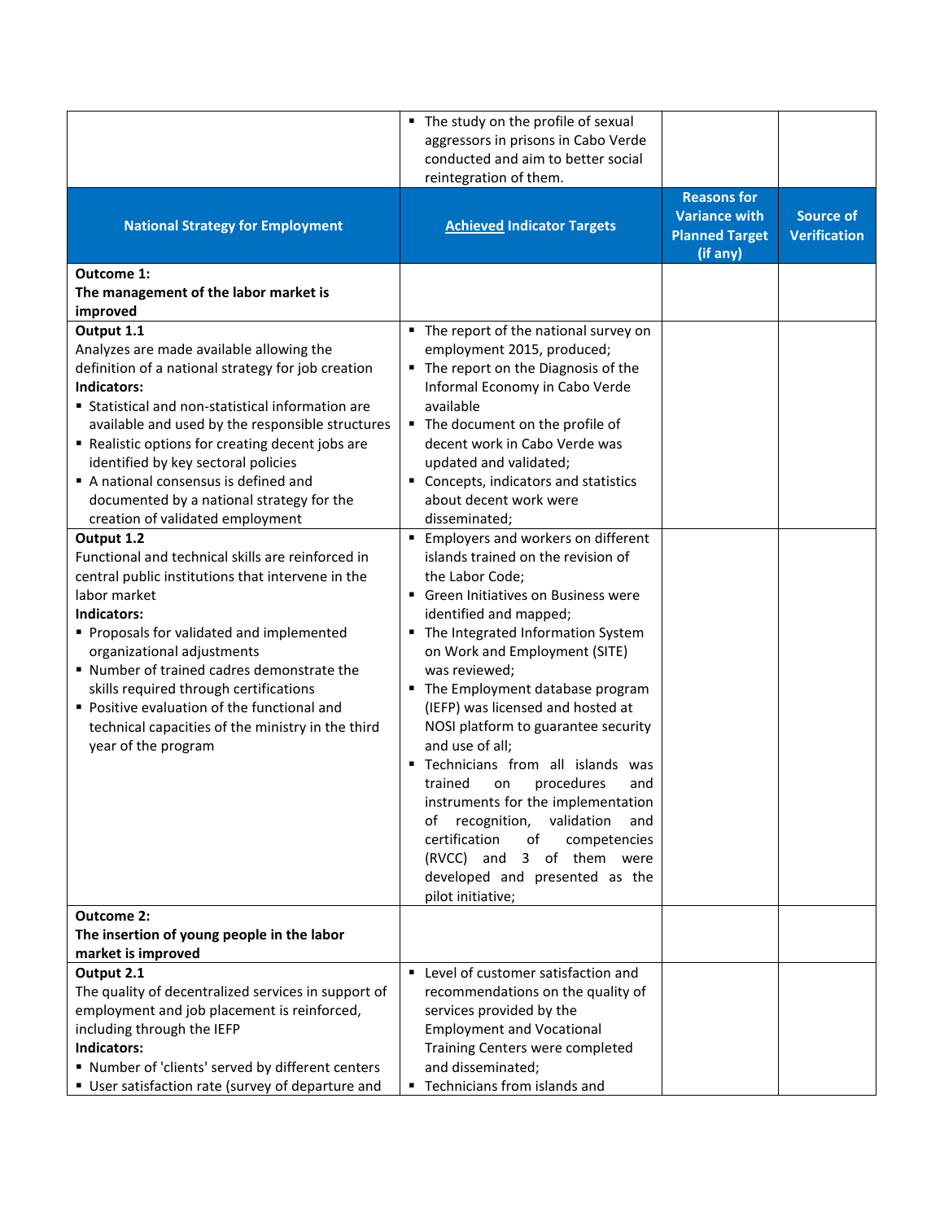| | ▪ The study on the profile of sexual aggressors in prisons in Cabo Verde conducted and aim to better social reintegration of them. | | |
|---|---|---|---|
| **National Strategy for Employment** | **Achieved Indicator Targets** | **Reasons for Variance with Planned Target (if any)** | **Source of Verification** |
| **Outcome 1:**<br>**The management of the labor market is improved** | | | |
| **Output 1.1**<br>Analyzes are made available allowing the definition of a national strategy for job creation<br>**Indicators:**<br>▪ Statistical and non-statistical information are available and used by the responsible structures<br>▪ Realistic options for creating decent jobs are identified by key sectoral policies<br>▪ A national consensus is defined and documented by a national strategy for the creation of validated employment | ▪ The report of the national survey on employment 2015, produced;<br>▪ The report on the Diagnosis of the Informal Economy in Cabo Verde available<br>▪ The document on the profile of decent work in Cabo Verde was updated and validated;<br>▪ Concepts, indicators and statistics about decent work were disseminated; | | |
| **Output 1.2**<br>Functional and technical skills are reinforced in central public institutions that intervene in the labor market<br>**Indicators:**<br>▪ Proposals for validated and implemented organizational adjustments<br>▪ Number of trained cadres demonstrate the skills required through certifications<br>▪ Positive evaluation of the functional and technical capacities of the ministry in the third year of the program | ▪ Employers and workers on different islands trained on the revision of the Labor Code;<br>▪ Green Initiatives on Business were identified and mapped;<br>▪ The Integrated Information System on Work and Employment (SITE) was reviewed;<br>▪ The Employment database program (IEFP) was licensed and hosted at NOSI platform to guarantee security and use of all;<br>▪ Technicians from all islands was trained on procedures and instruments for the implementation of recognition, validation and certification of competencies (RVCC) and 3 of them were developed and presented as the pilot initiative; | | |
| **Outcome 2:**<br>**The insertion of young people in the labor market is improved** | | | |
| **Output 2.1**<br>The quality of decentralized services in support of employment and job placement is reinforced, including through the IEFP<br>**Indicators:**<br>▪ Number of 'clients' served by different centers<br>▪ User satisfaction rate (survey of departure and | ▪ Level of customer satisfaction and recommendations on the quality of services provided by the Employment and Vocational Training Centers were completed and disseminated;<br>▪ Technicians from islands and | | |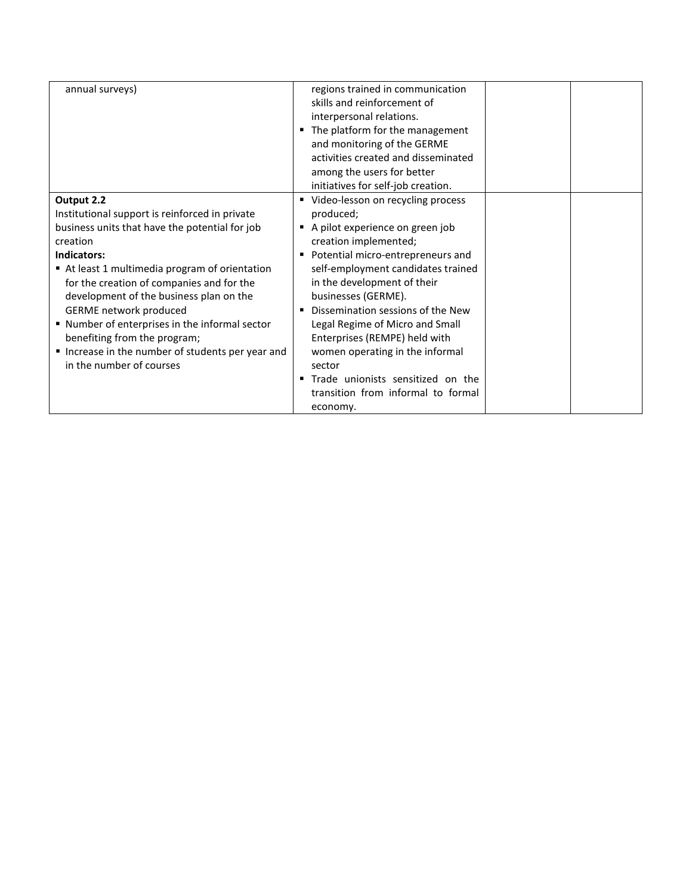| | | | |
|---|---|---|---|
| annual surveys) | regions trained in communication skills and reinforcement of interpersonal relations.<br>▪ The platform for the management and monitoring of the GERME activities created and disseminated among the users for better initiatives for self-job creation. | | |
| **Output 2.2**<br>Institutional support is reinforced in private business units that have the potential for job creation<br>**Indicators:**<br>▪ At least 1 multimedia program of orientation for the creation of companies and for the development of the business plan on the GERME network produced<br>▪ Number of enterprises in the informal sector benefiting from the program;<br>▪ Increase in the number of students per year and in the number of courses | ▪ Video-lesson on recycling process produced;<br>▪ A pilot experience on green job creation implemented;<br>▪ Potential micro-entrepreneurs and self-employment candidates trained in the development of their businesses (GERME).<br>▪ Dissemination sessions of the New Legal Regime of Micro and Small Enterprises (REMPE) held with women operating in the informal sector<br>▪ Trade unionists sensitized on the transition from informal to formal economy. | | |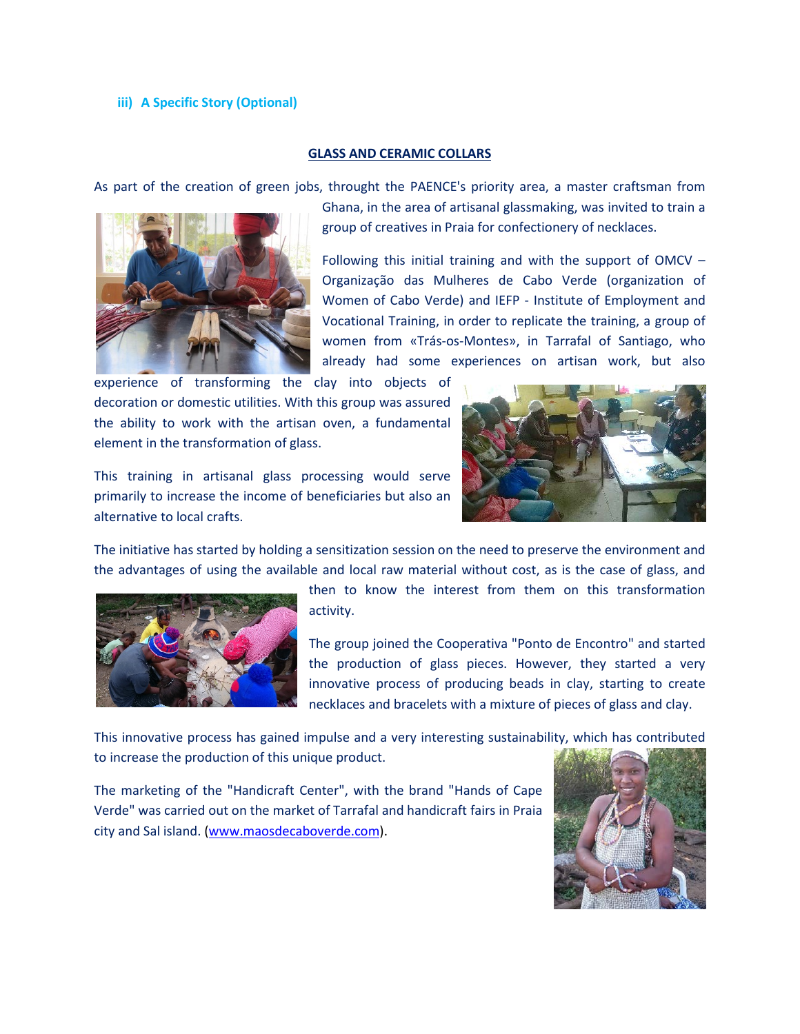### iii) A Specific Story (Optional)

**GLASS AND CERAMIC COLLARS**

As part of the creation of green jobs, throught the PAENCE's priority area, a master craftsman from Ghana, in the area of artisanal glassmaking, was invited to train a group of creatives in Praia for confectionery of necklaces.

Following this initial training and with the support of OMCV – Organização das Mulheres de Cabo Verde (organization of Women of Cabo Verde) and IEFP - Institute of Employment and Vocational Training, in order to replicate the training, a group of women from «Trás-os-Montes», in Tarrafal of Santiago, who already had some experiences on artisan work, but also experience of transforming the clay into objects of decoration or domestic utilities. With this group was assured the ability to work with the artisan oven, a fundamental element in the transformation of glass.

This training in artisanal glass processing would serve primarily to increase the income of beneficiaries but also an alternative to local crafts.

The initiative has started by holding a sensitization session on the need to preserve the environment and the advantages of using the available and local raw material without cost, as is the case of glass, and then to know the interest from them on this transformation activity.

The group joined the Cooperativa "Ponto de Encontro" and started the production of glass pieces. However, they started a very innovative process of producing beads in clay, starting to create necklaces and bracelets with a mixture of pieces of glass and clay.

This innovative process has gained impulse and a very interesting sustainability, which has contributed to increase the production of this unique product.

The marketing of the "Handicraft Center", with the brand "Hands of Cape Verde" was carried out on the market of Tarrafal and handicraft fairs in Praia city and Sal island. (www.maosdecaboverde.com).